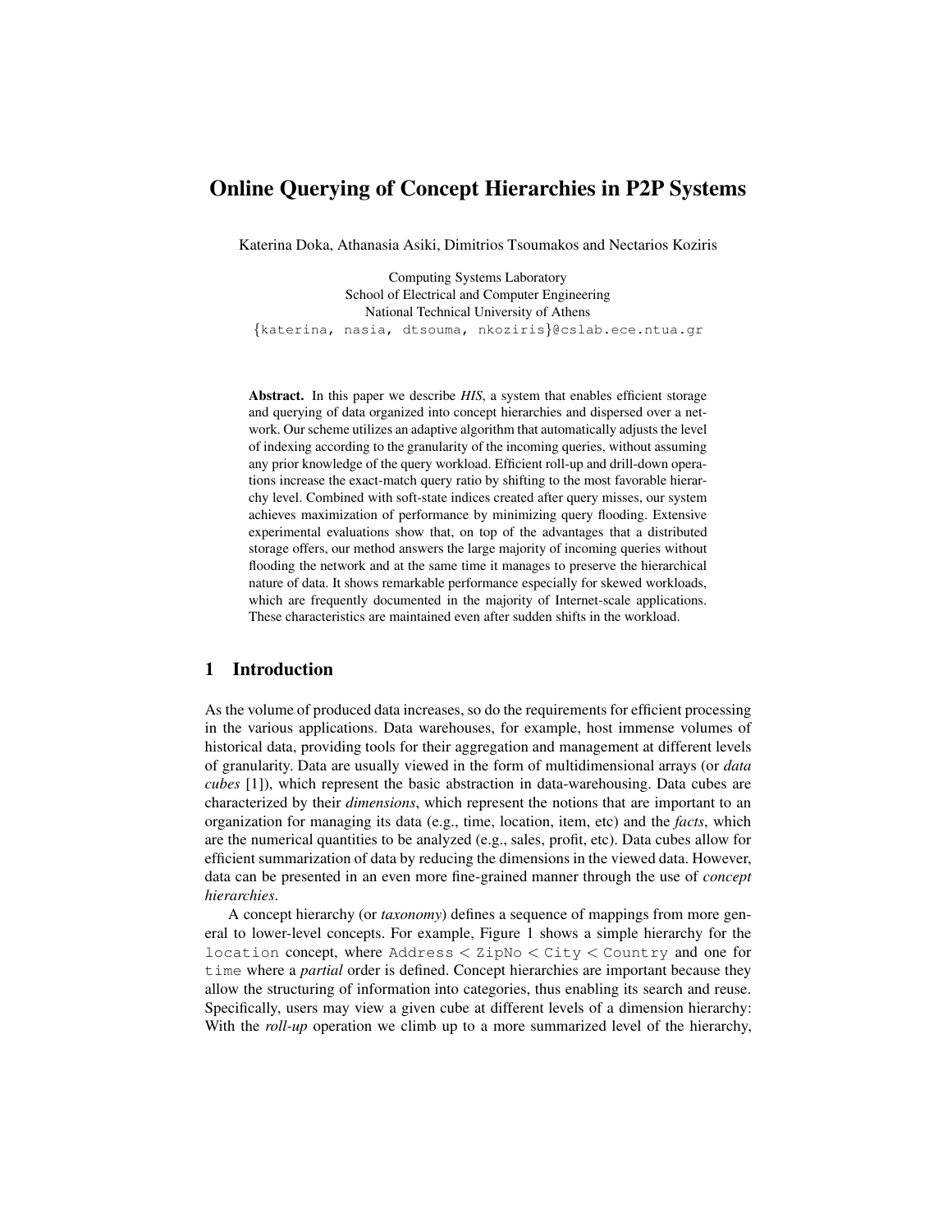# Online Querying of Concept Hierarchies in P2P Systems

Katerina Doka, Athanasia Asiki, Dimitrios Tsoumakos and Nectarios Koziris

Computing Systems Laboratory
School of Electrical and Computer Engineering
National Technical University of Athens
{katerina, nasia, dtsouma, nkoziris}@cslab.ece.ntua.gr

**Abstract.** In this paper we describe *HIS*, a system that enables efficient storage and querying of data organized into concept hierarchies and dispersed over a network. Our scheme utilizes an adaptive algorithm that automatically adjusts the level of indexing according to the granularity of the incoming queries, without assuming any prior knowledge of the query workload. Efficient roll-up and drill-down operations increase the exact-match query ratio by shifting to the most favorable hierarchy level. Combined with soft-state indices created after query misses, our system achieves maximization of performance by minimizing query flooding. Extensive experimental evaluations show that, on top of the advantages that a distributed storage offers, our method answers the large majority of incoming queries without flooding the network and at the same time it manages to preserve the hierarchical nature of data. It shows remarkable performance especially for skewed workloads, which are frequently documented in the majority of Internet-scale applications. These characteristics are maintained even after sudden shifts in the workload.

## 1 Introduction

As the volume of produced data increases, so do the requirements for efficient processing in the various applications. Data warehouses, for example, host immense volumes of historical data, providing tools for their aggregation and management at different levels of granularity. Data are usually viewed in the form of multidimensional arrays (or *data cubes* [1]), which represent the basic abstraction in data-warehousing. Data cubes are characterized by their *dimensions*, which represent the notions that are important to an organization for managing its data (e.g., time, location, item, etc) and the *facts*, which are the numerical quantities to be analyzed (e.g., sales, profit, etc). Data cubes allow for efficient summarization of data by reducing the dimensions in the viewed data. However, data can be presented in an even more fine-grained manner through the use of *concept hierarchies*.

A concept hierarchy (or *taxonomy*) defines a sequence of mappings from more general to lower-level concepts. For example, Figure 1 shows a simple hierarchy for the `location` concept, where `Address` < `ZipNo` < `City` < `Country` and one for `time` where a *partial* order is defined. Concept hierarchies are important because they allow the structuring of information into categories, thus enabling its search and reuse. Specifically, users may view a given cube at different levels of a dimension hierarchy: With the *roll-up* operation we climb up to a more summarized level of the hierarchy,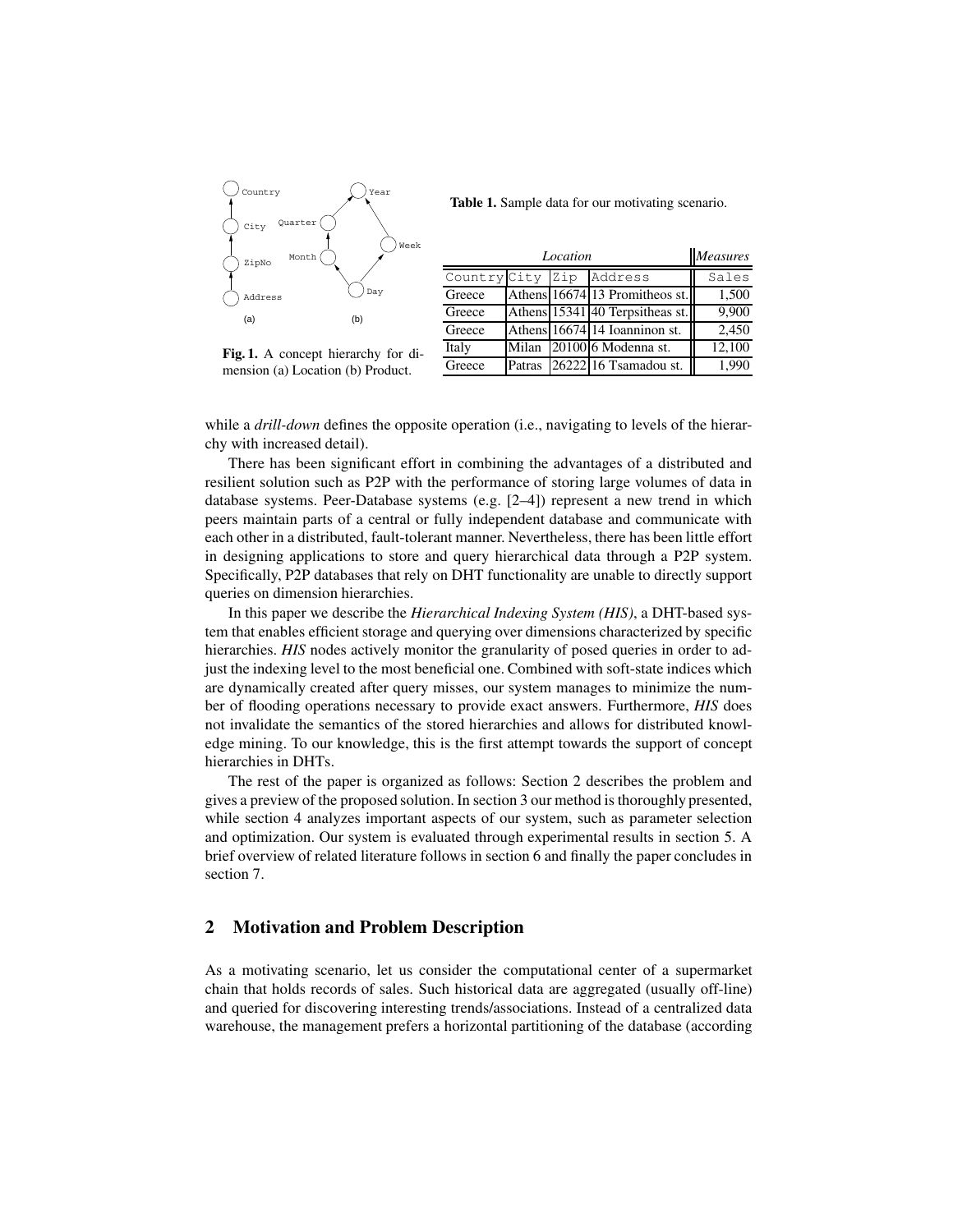Fig. 1. A concept hierarchy for dimension (a) Location (b) Product.

Table 1. Sample data for our motivating scenario.

| *Location* | | | | *Measures* |
|---|---|---|---|---|
| Country | City | Zip | Address | Sales |
| Greece | Athens | 16674 | 13 Promitheos st. | 1,500 |
| Greece | Athens | 15341 | 40 Terpsitheas st. | 9,900 |
| Greece | Athens | 16674 | 14 Ioanninon st. | 2,450 |
| Italy | Milan | 20100 | 6 Modenna st. | 12,100 |
| Greece | Patras | 26222 | 16 Tsamadou st. | 1,990 |

while a *drill-down* defines the opposite operation (i.e., navigating to levels of the hierarchy with increased detail).

There has been significant effort in combining the advantages of a distributed and resilient solution such as P2P with the performance of storing large volumes of data in database systems. Peer-Database systems (e.g. [2–4]) represent a new trend in which peers maintain parts of a central or fully independent database and communicate with each other in a distributed, fault-tolerant manner. Nevertheless, there has been little effort in designing applications to store and query hierarchical data through a P2P system. Specifically, P2P databases that rely on DHT functionality are unable to directly support queries on dimension hierarchies.

In this paper we describe the *Hierarchical Indexing System (HIS)*, a DHT-based system that enables efficient storage and querying over dimensions characterized by specific hierarchies. *HIS* nodes actively monitor the granularity of posed queries in order to adjust the indexing level to the most beneficial one. Combined with soft-state indices which are dynamically created after query misses, our system manages to minimize the number of flooding operations necessary to provide exact answers. Furthermore, *HIS* does not invalidate the semantics of the stored hierarchies and allows for distributed knowledge mining. To our knowledge, this is the first attempt towards the support of concept hierarchies in DHTs.

The rest of the paper is organized as follows: Section 2 describes the problem and gives a preview of the proposed solution. In section 3 our method is thoroughly presented, while section 4 analyzes important aspects of our system, such as parameter selection and optimization. Our system is evaluated through experimental results in section 5. A brief overview of related literature follows in section 6 and finally the paper concludes in section 7.

## 2 Motivation and Problem Description

As a motivating scenario, let us consider the computational center of a supermarket chain that holds records of sales. Such historical data are aggregated (usually off-line) and queried for discovering interesting trends/associations. Instead of a centralized data warehouse, the management prefers a horizontal partitioning of the database (according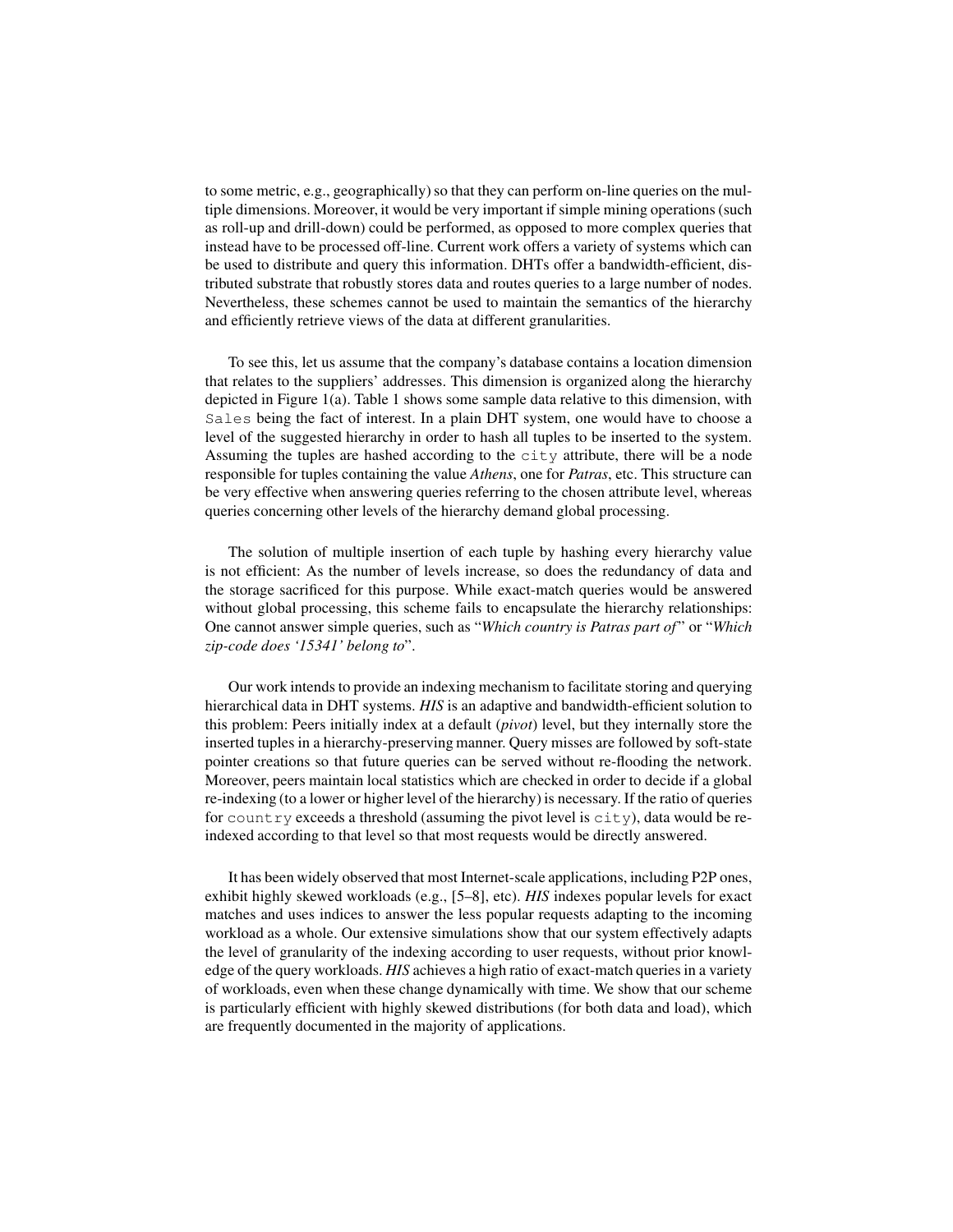to some metric, e.g., geographically) so that they can perform on-line queries on the multiple dimensions. Moreover, it would be very important if simple mining operations (such as roll-up and drill-down) could be performed, as opposed to more complex queries that instead have to be processed off-line. Current work offers a variety of systems which can be used to distribute and query this information. DHTs offer a bandwidth-efficient, distributed substrate that robustly stores data and routes queries to a large number of nodes. Nevertheless, these schemes cannot be used to maintain the semantics of the hierarchy and efficiently retrieve views of the data at different granularities.

To see this, let us assume that the company's database contains a location dimension that relates to the suppliers' addresses. This dimension is organized along the hierarchy depicted in Figure 1(a). Table 1 shows some sample data relative to this dimension, with `Sales` being the fact of interest. In a plain DHT system, one would have to choose a level of the suggested hierarchy in order to hash all tuples to be inserted to the system. Assuming the tuples are hashed according to the `city` attribute, there will be a node responsible for tuples containing the value *Athens*, one for *Patras*, etc. This structure can be very effective when answering queries referring to the chosen attribute level, whereas queries concerning other levels of the hierarchy demand global processing.

The solution of multiple insertion of each tuple by hashing every hierarchy value is not efficient: As the number of levels increase, so does the redundancy of data and the storage sacrificed for this purpose. While exact-match queries would be answered without global processing, this scheme fails to encapsulate the hierarchy relationships: One cannot answer simple queries, such as "*Which country is Patras part of*" or "*Which zip-code does '15341' belong to*".

Our work intends to provide an indexing mechanism to facilitate storing and querying hierarchical data in DHT systems. ***HIS*** is an adaptive and bandwidth-efficient solution to this problem: Peers initially index at a default (*pivot*) level, but they internally store the inserted tuples in a hierarchy-preserving manner. Query misses are followed by soft-state pointer creations so that future queries can be served without re-flooding the network. Moreover, peers maintain local statistics which are checked in order to decide if a global re-indexing (to a lower or higher level of the hierarchy) is necessary. If the ratio of queries for `country` exceeds a threshold (assuming the pivot level is `city`), data would be re-indexed according to that level so that most requests would be directly answered.

It has been widely observed that most Internet-scale applications, including P2P ones, exhibit highly skewed workloads (e.g., [5–8], etc). ***HIS*** indexes popular levels for exact matches and uses indices to answer the less popular requests adapting to the incoming workload as a whole. Our extensive simulations show that our system effectively adapts the level of granularity of the indexing according to user requests, without prior knowledge of the query workloads. ***HIS*** achieves a high ratio of exact-match queries in a variety of workloads, even when these change dynamically with time. We show that our scheme is particularly efficient with highly skewed distributions (for both data and load), which are frequently documented in the majority of applications.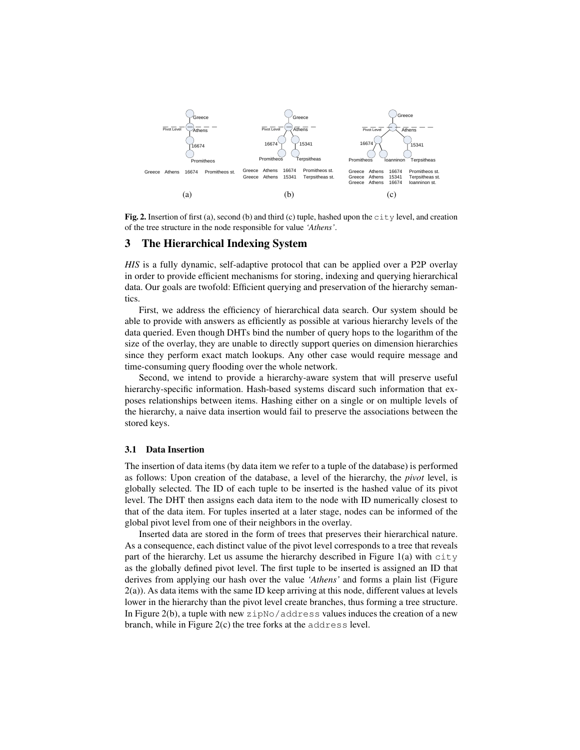**Fig. 2.** Insertion of first (a), second (b) and third (c) tuple, hashed upon the `city` level, and creation of the tree structure in the node responsible for value *'Athens'*.

## 3 The Hierarchical Indexing System

*HIS* is a fully dynamic, self-adaptive protocol that can be applied over a P2P overlay in order to provide efficient mechanisms for storing, indexing and querying hierarchical data. Our goals are twofold: Efficient querying and preservation of the hierarchy semantics.

First, we address the efficiency of hierarchical data search. Our system should be able to provide with answers as efficiently as possible at various hierarchy levels of the data queried. Even though DHTs bind the number of query hops to the logarithm of the size of the overlay, they are unable to directly support queries on dimension hierarchies since they perform exact match lookups. Any other case would require message and time-consuming query flooding over the whole network.

Second, we intend to provide a hierarchy-aware system that will preserve useful hierarchy-specific information. Hash-based systems discard such information that exposes relationships between items. Hashing either on a single or on multiple levels of the hierarchy, a naive data insertion would fail to preserve the associations between the stored keys.

### 3.1 Data Insertion

The insertion of data items (by data item we refer to a tuple of the database) is performed as follows: Upon creation of the database, a level of the hierarchy, the *pivot* level, is globally selected. The ID of each tuple to be inserted is the hashed value of its pivot level. The DHT then assigns each data item to the node with ID numerically closest to that of the data item. For tuples inserted at a later stage, nodes can be informed of the global pivot level from one of their neighbors in the overlay.

Inserted data are stored in the form of trees that preserves their hierarchical nature. As a consequence, each distinct value of the pivot level corresponds to a tree that reveals part of the hierarchy. Let us assume the hierarchy described in Figure 1(a) with `city` as the globally defined pivot level. The first tuple to be inserted is assigned an ID that derives from applying our hash over the value *'Athens'* and forms a plain list (Figure 2(a)). As data items with the same ID keep arriving at this node, different values at levels lower in the hierarchy than the pivot level create branches, thus forming a tree structure. In Figure 2(b), a tuple with new `zipNo/address` values induces the creation of a new branch, while in Figure 2(c) the tree forks at the `address` level.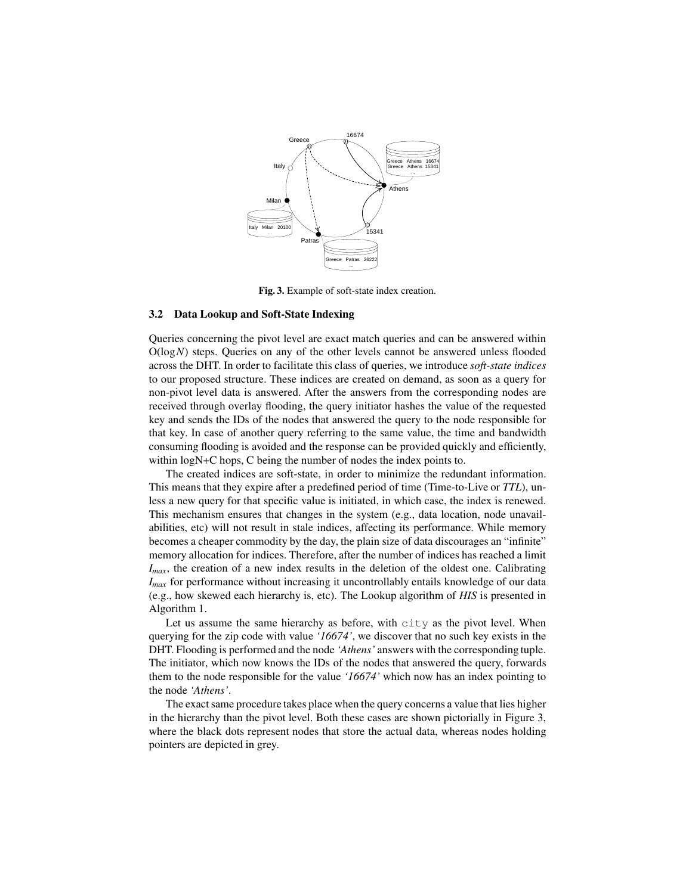**Fig. 3.** Example of soft-state index creation.

### 3.2 Data Lookup and Soft-State Indexing

Queries concerning the pivot level are exact match queries and can be answered within O(log$N$) steps. Queries on any of the other levels cannot be answered unless flooded across the DHT. In order to facilitate this class of queries, we introduce *soft-state indices* to our proposed structure. These indices are created on demand, as soon as a query for non-pivot level data is answered. After the answers from the corresponding nodes are received through overlay flooding, the query initiator hashes the value of the requested key and sends the IDs of the nodes that answered the query to the node responsible for that key. In case of another query referring to the same value, the time and bandwidth consuming flooding is avoided and the response can be provided quickly and efficiently, within logN+C hops, C being the number of nodes the index points to.

The created indices are soft-state, in order to minimize the redundant information. This means that they expire after a predefined period of time (Time-to-Live or *TTL*), unless a new query for that specific value is initiated, in which case, the index is renewed. This mechanism ensures that changes in the system (e.g., data location, node unavailabilities, etc) will not result in stale indices, affecting its performance. While memory becomes a cheaper commodity by the day, the plain size of data discourages an "infinite" memory allocation for indices. Therefore, after the number of indices has reached a limit $I_{max}$, the creation of a new index results in the deletion of the oldest one. Calibrating $I_{max}$ for performance without increasing it uncontrollably entails knowledge of our data (e.g., how skewed each hierarchy is, etc). The Lookup algorithm of *HIS* is presented in Algorithm 1.

Let us assume the same hierarchy as before, with `city` as the pivot level. When querying for the zip code with value *'16674'*, we discover that no such key exists in the DHT. Flooding is performed and the node *'Athens'* answers with the corresponding tuple. The initiator, which now knows the IDs of the nodes that answered the query, forwards them to the node responsible for the value *'16674'* which now has an index pointing to the node *'Athens'*.

The exact same procedure takes place when the query concerns a value that lies higher in the hierarchy than the pivot level. Both these cases are shown pictorially in Figure 3, where the black dots represent nodes that store the actual data, whereas nodes holding pointers are depicted in grey.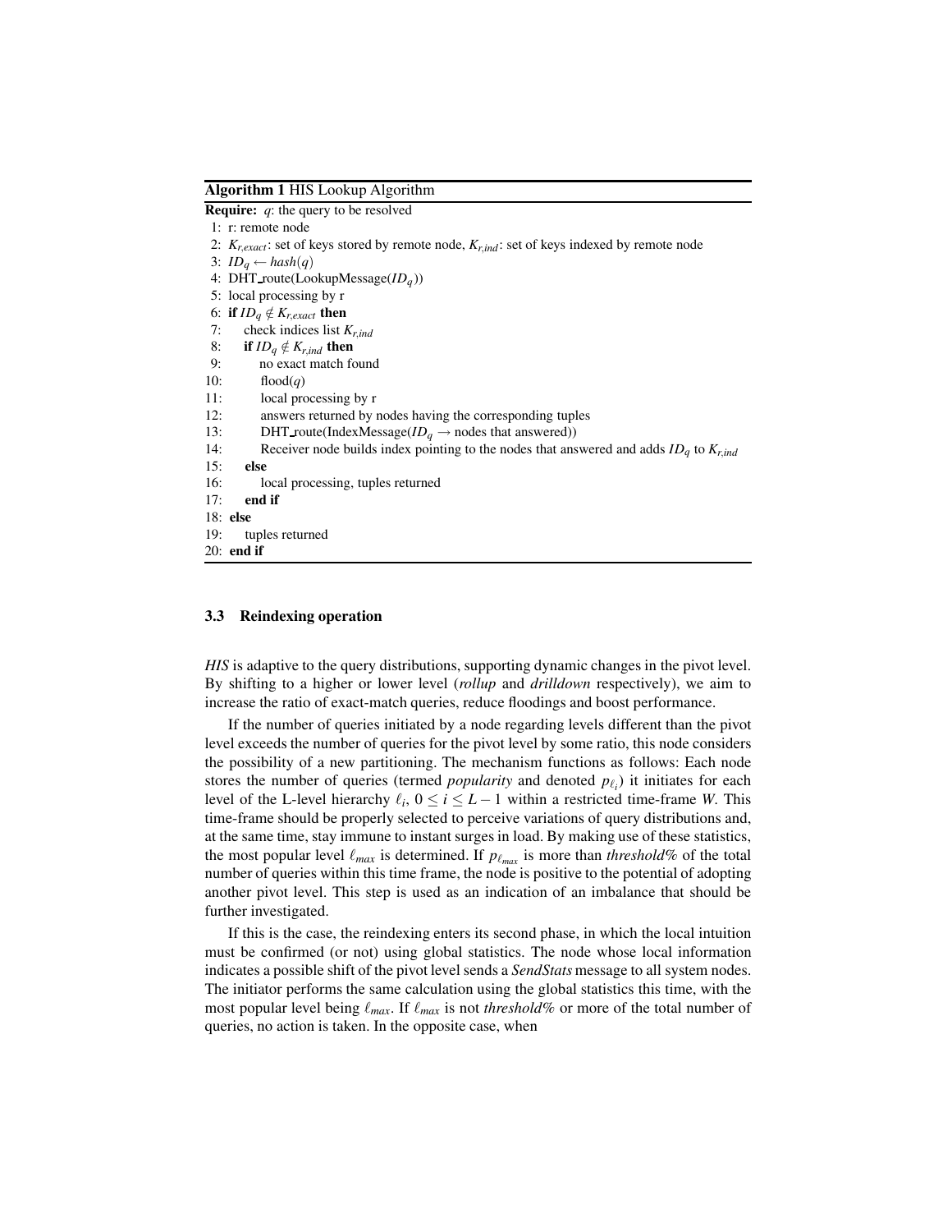**Algorithm 1** HIS Lookup Algorithm

```
Require: q: the query to be resolved
 1: r: remote node
 2: K_{r,exact}: set of keys stored by remote node, K_{r,ind}: set of keys indexed by remote node
 3: ID_q ← hash(q)
 4: DHT_route(LookupMessage(ID_q))
 5: local processing by r
 6: if ID_q ∉ K_{r,exact} then
 7:     check indices list K_{r,ind}
 8:     if ID_q ∉ K_{r,ind} then
 9:         no exact match found
10:         flood(q)
11:         local processing by r
12:         answers returned by nodes having the corresponding tuples
13:         DHT_route(IndexMessage(ID_q → nodes that answered))
14:         Receiver node builds index pointing to the nodes that answered and adds ID_q to K_{r,ind}
15:     else
16:         local processing, tuples returned
17:     end if
18: else
19:     tuples returned
20: end if
```

### 3.3 Reindexing operation

*HIS* is adaptive to the query distributions, supporting dynamic changes in the pivot level. By shifting to a higher or lower level (*rollup* and *drilldown* respectively), we aim to increase the ratio of exact-match queries, reduce floodings and boost performance.

If the number of queries initiated by a node regarding levels different than the pivot level exceeds the number of queries for the pivot level by some ratio, this node considers the possibility of a new partitioning. The mechanism functions as follows: Each node stores the number of queries (termed *popularity* and denoted $p_{\ell_i}$) it initiates for each level of the L-level hierarchy $\ell_i$, $0 \leq i \leq L-1$ within a restricted time-frame $W$. This time-frame should be properly selected to perceive variations of query distributions and, at the same time, stay immune to instant surges in load. By making use of these statistics, the most popular level $\ell_{max}$ is determined. If $p_{\ell_{max}}$ is more than *threshold%* of the total number of queries within this time frame, the node is positive to the potential of adopting another pivot level. This step is used as an indication of an imbalance that should be further investigated.

If this is the case, the reindexing enters its second phase, in which the local intuition must be confirmed (or not) using global statistics. The node whose local information indicates a possible shift of the pivot level sends a *SendStats* message to all system nodes. The initiator performs the same calculation using the global statistics this time, with the most popular level being $\ell_{max}$. If $\ell_{max}$ is not *threshold%* or more of the total number of queries, no action is taken. In the opposite case, when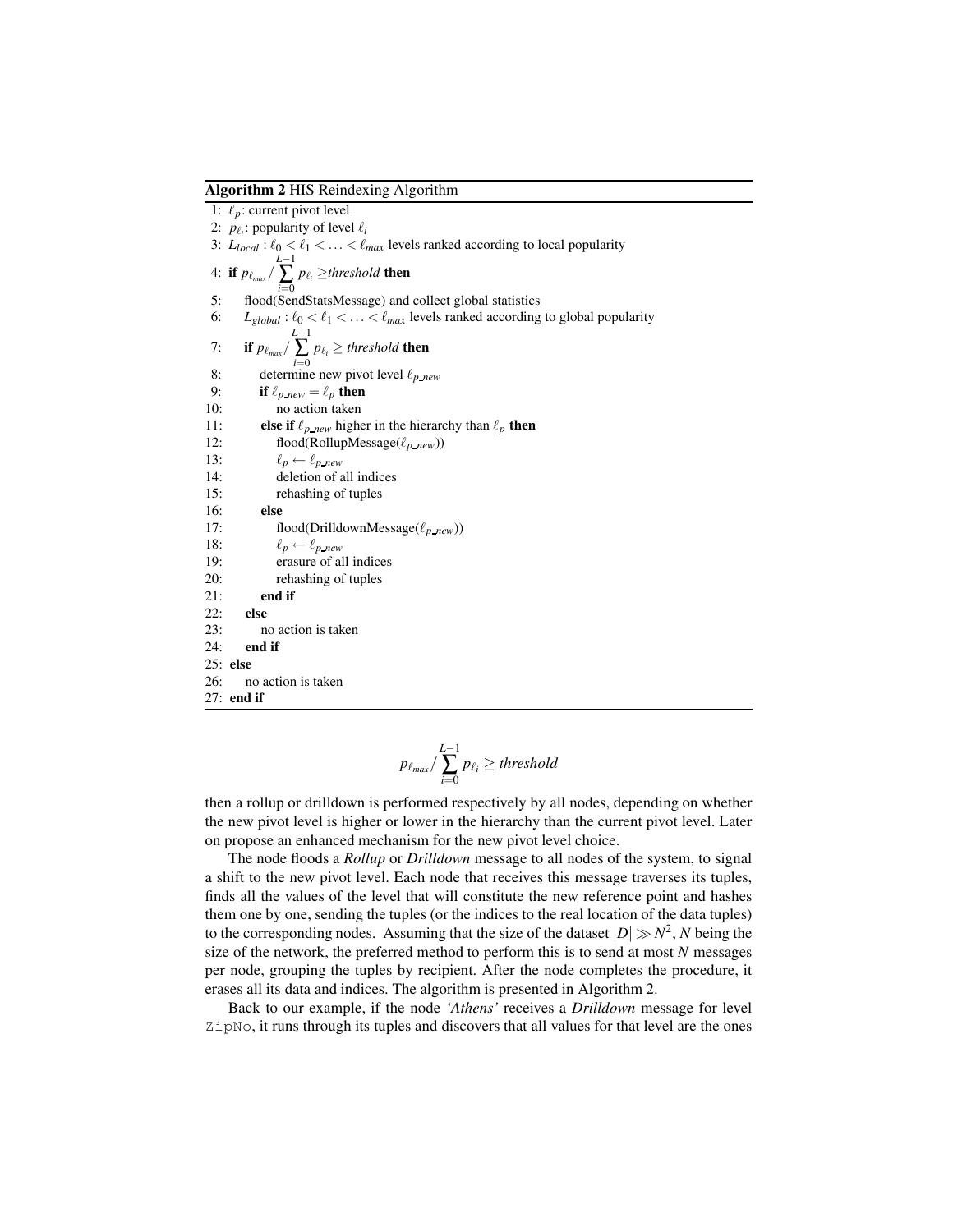**Algorithm 2** HIS Reindexing Algorithm

```
1: ℓ_p: current pivot level
2: p_ℓi: popularity of level ℓ_i
3: L_local : ℓ_0 < ℓ_1 < ... < ℓ_max levels ranked according to local popularity
4: if p_ℓmax / Σ_{i=0}^{L-1} p_ℓi ≥ threshold then
5:     flood(SendStatsMessage) and collect global statistics
6:     L_global : ℓ_0 < ℓ_1 < ... < ℓ_max levels ranked according to global popularity
7:     if p_ℓmax / Σ_{i=0}^{L-1} p_ℓi ≥ threshold then
8:         determine new pivot level ℓ_p_new
9:         if ℓ_p_new = ℓ_p then
10:            no action taken
11:        else if ℓ_p_new higher in the hierarchy than ℓ_p then
12:            flood(RollupMessage(ℓ_p_new))
13:            ℓ_p ← ℓ_p_new
14:            deletion of all indices
15:            rehashing of tuples
16:        else
17:            flood(DrilldownMessage(ℓ_p_new))
18:            ℓ_p ← ℓ_p_new
19:            erasure of all indices
20:            rehashing of tuples
21:        end if
22:    else
23:        no action is taken
24:    end if
25: else
26:     no action is taken
27: end if
```

$$p_{\ell_{max}} / \sum_{i=0}^{L-1} p_{\ell_i} \geq threshold$$

then a rollup or drilldown is performed respectively by all nodes, depending on whether the new pivot level is higher or lower in the hierarchy than the current pivot level. Later on propose an enhanced mechanism for the new pivot level choice.

The node floods a *Rollup* or *Drilldown* message to all nodes of the system, to signal a shift to the new pivot level. Each node that receives this message traverses its tuples, finds all the values of the level that will constitute the new reference point and hashes them one by one, sending the tuples (or the indices to the real location of the data tuples) to the corresponding nodes. Assuming that the size of the dataset $|D| \gg N^2$, $N$ being the size of the network, the preferred method to perform this is to send at most $N$ messages per node, grouping the tuples by recipient. After the node completes the procedure, it erases all its data and indices. The algorithm is presented in Algorithm 2.

Back to our example, if the node *'Athens'* receives a *Drilldown* message for level ZipNo, it runs through its tuples and discovers that all values for that level are the ones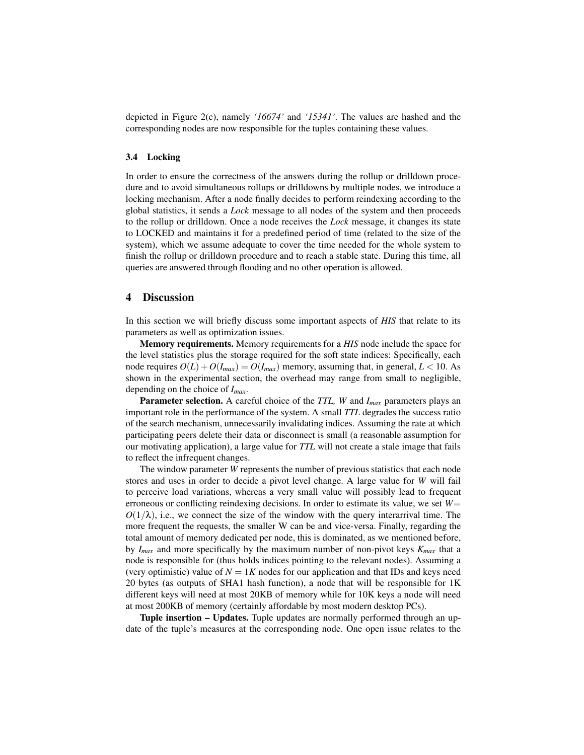depicted in Figure 2(c), namely *'16674'* and *'15341'*. The values are hashed and the corresponding nodes are now responsible for the tuples containing these values.

### 3.4 Locking

In order to ensure the correctness of the answers during the rollup or drilldown procedure and to avoid simultaneous rollups or drilldowns by multiple nodes, we introduce a locking mechanism. After a node finally decides to perform reindexing according to the global statistics, it sends a *Lock* message to all nodes of the system and then proceeds to the rollup or drilldown. Once a node receives the *Lock* message, it changes its state to LOCKED and maintains it for a predefined period of time (related to the size of the system), which we assume adequate to cover the time needed for the whole system to finish the rollup or drilldown procedure and to reach a stable state. During this time, all queries are answered through flooding and no other operation is allowed.

## 4 Discussion

In this section we will briefly discuss some important aspects of *HIS* that relate to its parameters as well as optimization issues.

**Memory requirements.** Memory requirements for a *HIS* node include the space for the level statistics plus the storage required for the soft state indices: Specifically, each node requires $O(L) + O(I_{max}) = O(I_{max})$ memory, assuming that, in general, $L < 10$. As shown in the experimental section, the overhead may range from small to negligible, depending on the choice of $I_{max}$.

**Parameter selection.** A careful choice of the *TTL, W* and $I_{max}$ parameters plays an important role in the performance of the system. A small *TTL* degrades the success ratio of the search mechanism, unnecessarily invalidating indices. Assuming the rate at which participating peers delete their data or disconnect is small (a reasonable assumption for our motivating application), a large value for *TTL* will not create a stale image that fails to reflect the infrequent changes.

The window parameter *W* represents the number of previous statistics that each node stores and uses in order to decide a pivot level change. A large value for *W* will fail to perceive load variations, whereas a very small value will possibly lead to frequent erroneous or conflicting reindexing decisions. In order to estimate its value, we set $W = O(1/\lambda)$, i.e., we connect the size of the window with the query interarrival time. The more frequent the requests, the smaller W can be and vice-versa. Finally, regarding the total amount of memory dedicated per node, this is dominated, as we mentioned before, by $I_{max}$ and more specifically by the maximum number of non-pivot keys $K_{max}$ that a node is responsible for (thus holds indices pointing to the relevant nodes). Assuming a (very optimistic) value of $N = 1K$ nodes for our application and that IDs and keys need 20 bytes (as outputs of SHA1 hash function), a node that will be responsible for 1K different keys will need at most 20KB of memory while for 10K keys a node will need at most 200KB of memory (certainly affordable by most modern desktop PCs).

**Tuple insertion – Updates.** Tuple updates are normally performed through an update of the tuple's measures at the corresponding node. One open issue relates to the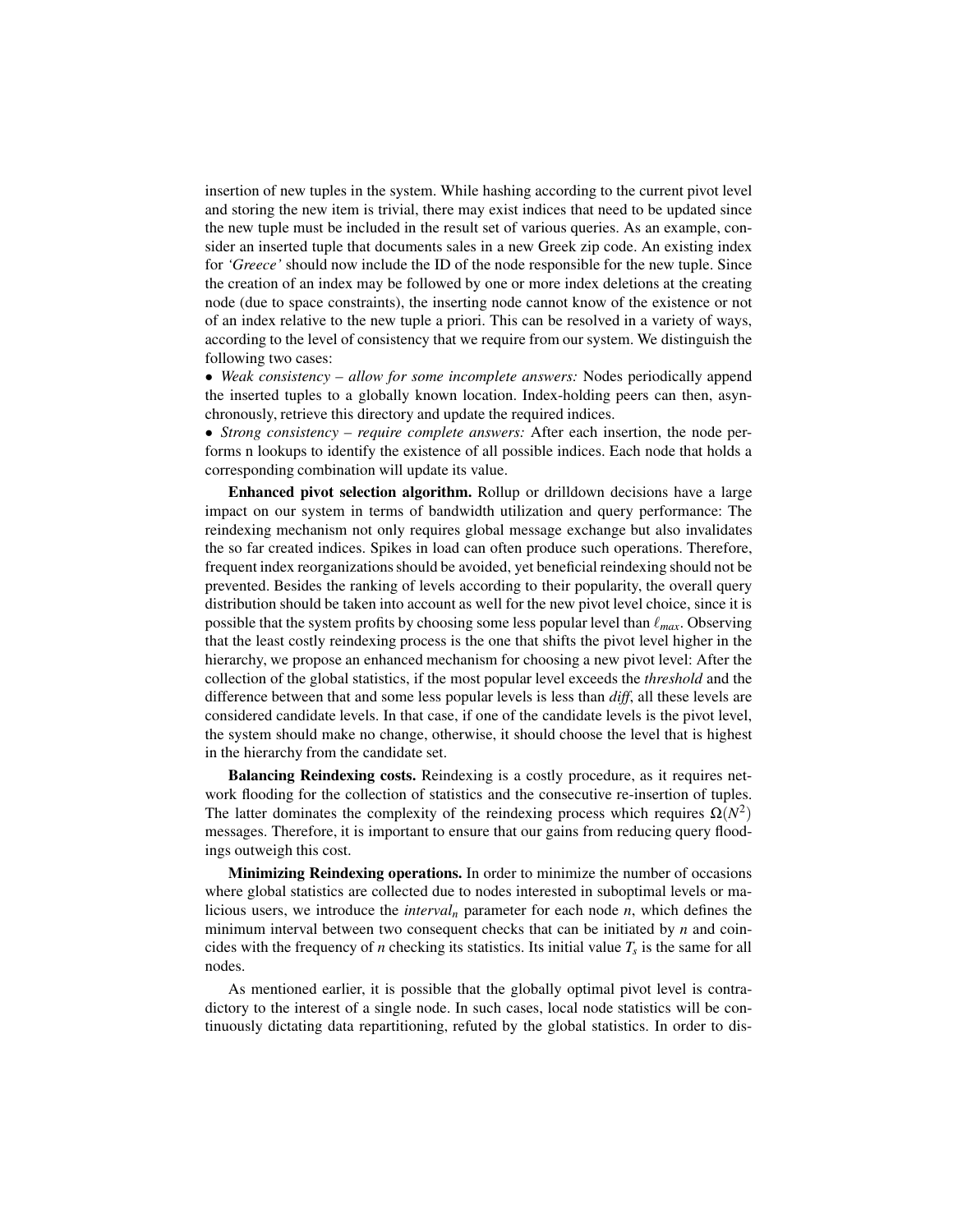insertion of new tuples in the system. While hashing according to the current pivot level and storing the new item is trivial, there may exist indices that need to be updated since the new tuple must be included in the result set of various queries. As an example, consider an inserted tuple that documents sales in a new Greek zip code. An existing index for *'Greece'* should now include the ID of the node responsible for the new tuple. Since the creation of an index may be followed by one or more index deletions at the creating node (due to space constraints), the inserting node cannot know of the existence or not of an index relative to the new tuple a priori. This can be resolved in a variety of ways, according to the level of consistency that we require from our system. We distinguish the following two cases:

- *Weak consistency – allow for some incomplete answers:* Nodes periodically append the inserted tuples to a globally known location. Index-holding peers can then, asynchronously, retrieve this directory and update the required indices.
- *Strong consistency – require complete answers:* After each insertion, the node performs n lookups to identify the existence of all possible indices. Each node that holds a corresponding combination will update its value.

**Enhanced pivot selection algorithm.** Rollup or drilldown decisions have a large impact on our system in terms of bandwidth utilization and query performance: The reindexing mechanism not only requires global message exchange but also invalidates the so far created indices. Spikes in load can often produce such operations. Therefore, frequent index reorganizations should be avoided, yet beneficial reindexing should not be prevented. Besides the ranking of levels according to their popularity, the overall query distribution should be taken into account as well for the new pivot level choice, since it is possible that the system profits by choosing some less popular level than $\ell_{max}$. Observing that the least costly reindexing process is the one that shifts the pivot level higher in the hierarchy, we propose an enhanced mechanism for choosing a new pivot level: After the collection of the global statistics, if the most popular level exceeds the *threshold* and the difference between that and some less popular levels is less than *diff*, all these levels are considered candidate levels. In that case, if one of the candidate levels is the pivot level, the system should make no change, otherwise, it should choose the level that is highest in the hierarchy from the candidate set.

**Balancing Reindexing costs.** Reindexing is a costly procedure, as it requires network flooding for the collection of statistics and the consecutive re-insertion of tuples. The latter dominates the complexity of the reindexing process which requires $\Omega(N^2)$ messages. Therefore, it is important to ensure that our gains from reducing query floodings outweigh this cost.

**Minimizing Reindexing operations.** In order to minimize the number of occasions where global statistics are collected due to nodes interested in suboptimal levels or malicious users, we introduce the $interval_n$ parameter for each node $n$, which defines the minimum interval between two consequent checks that can be initiated by $n$ and coincides with the frequency of $n$ checking its statistics. Its initial value $T_s$ is the same for all nodes.

As mentioned earlier, it is possible that the globally optimal pivot level is contradictory to the interest of a single node. In such cases, local node statistics will be continuously dictating data repartitioning, refuted by the global statistics. In order to dis-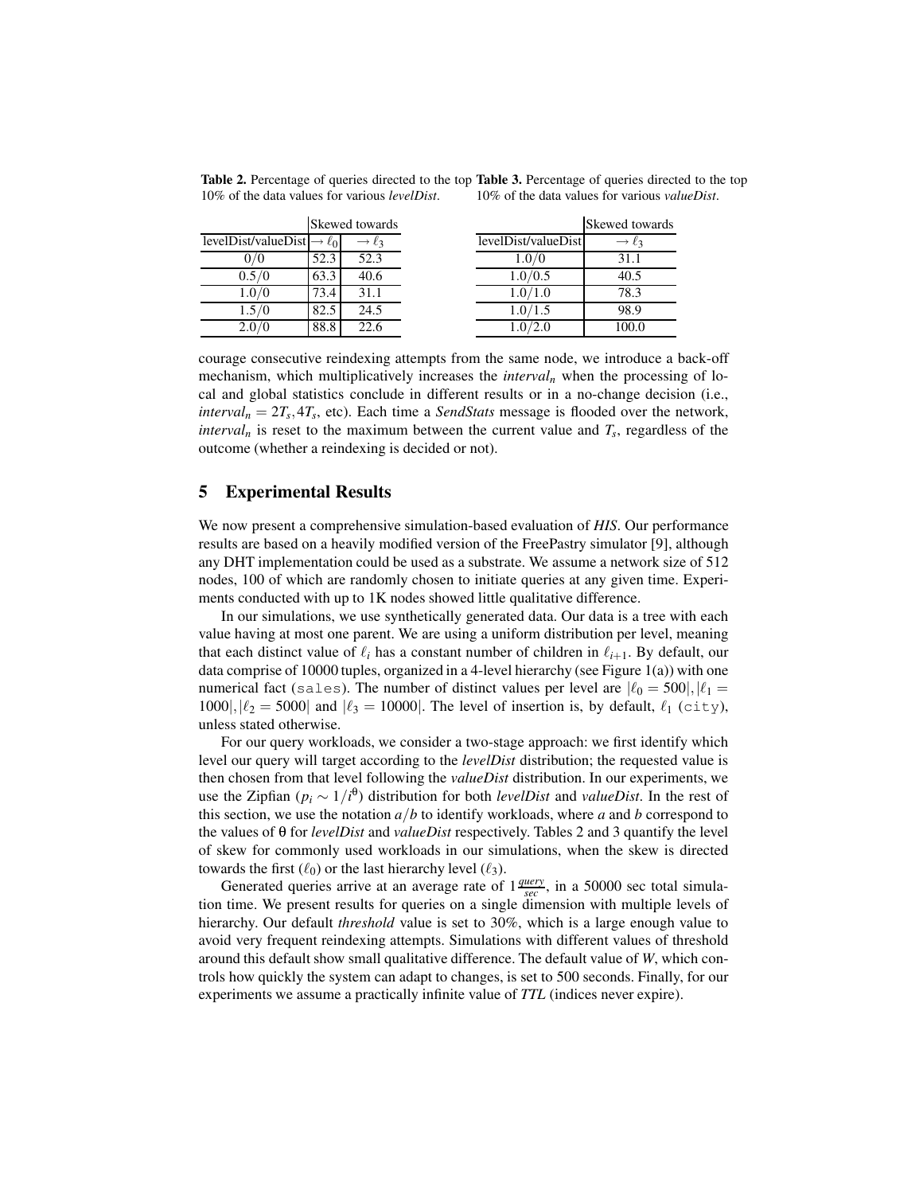**Table 2.** Percentage of queries directed to the top 10% of the data values for various *levelDist*.

| | Skewed towards | |
|---|---|---|
| levelDist/valueDist | $\rightarrow \ell_0$ | $\rightarrow \ell_3$ |
| 0/0 | 52.3 | 52.3 |
| 0.5/0 | 63.3 | 40.6 |
| 1.0/0 | 73.4 | 31.1 |
| 1.5/0 | 82.5 | 24.5 |
| 2.0/0 | 88.8 | 22.6 |

**Table 3.** Percentage of queries directed to the top 10% of the data values for various *valueDist*.

| | Skewed towards |
|---|---|
| levelDist/valueDist | $\rightarrow \ell_3$ |
| 1.0/0 | 31.1 |
| 1.0/0.5 | 40.5 |
| 1.0/1.0 | 78.3 |
| 1.0/1.5 | 98.9 |
| 1.0/2.0 | 100.0 |

courage consecutive reindexing attempts from the same node, we introduce a back-off mechanism, which multiplicatively increases the $interval_n$ when the processing of local and global statistics conclude in different results or in a no-change decision (i.e., $interval_n = 2T_s, 4T_s$, etc). Each time a *SendStats* message is flooded over the network, $interval_n$ is reset to the maximum between the current value and $T_s$, regardless of the outcome (whether a reindexing is decided or not).

## 5 Experimental Results

We now present a comprehensive simulation-based evaluation of *HIS*. Our performance results are based on a heavily modified version of the FreePastry simulator [9], although any DHT implementation could be used as a substrate. We assume a network size of 512 nodes, 100 of which are randomly chosen to initiate queries at any given time. Experiments conducted with up to 1K nodes showed little qualitative difference.

In our simulations, we use synthetically generated data. Our data is a tree with each value having at most one parent. We are using a uniform distribution per level, meaning that each distinct value of $\ell_i$ has a constant number of children in $\ell_{i+1}$. By default, our data comprise of 10000 tuples, organized in a 4-level hierarchy (see Figure 1(a)) with one numerical fact (`sales`). The number of distinct values per level are $|\ell_0 = 500|, |\ell_1 = 1000|, |\ell_2 = 5000|$ and $|\ell_3 = 10000|$. The level of insertion is, by default, $\ell_1$ (`city`), unless stated otherwise.

For our query workloads, we consider a two-stage approach: we first identify which level our query will target according to the *levelDist* distribution; the requested value is then chosen from that level following the *valueDist* distribution. In our experiments, we use the Zipfian ($p_i \sim 1/i^{\theta}$) distribution for both *levelDist* and *valueDist*. In the rest of this section, we use the notation $a/b$ to identify workloads, where $a$ and $b$ correspond to the values of $\theta$ for *levelDist* and *valueDist* respectively. Tables 2 and 3 quantify the level of skew for commonly used workloads in our simulations, when the skew is directed towards the first ($\ell_0$) or the last hierarchy level ($\ell_3$).

Generated queries arrive at an average rate of $1 \frac{query}{sec}$, in a 50000 sec total simulation time. We present results for queries on a single dimension with multiple levels of hierarchy. Our default *threshold* value is set to 30%, which is a large enough value to avoid very frequent reindexing attempts. Simulations with different values of threshold around this default show small qualitative difference. The default value of *W*, which controls how quickly the system can adapt to changes, is set to 500 seconds. Finally, for our experiments we assume a practically infinite value of *TTL* (indices never expire).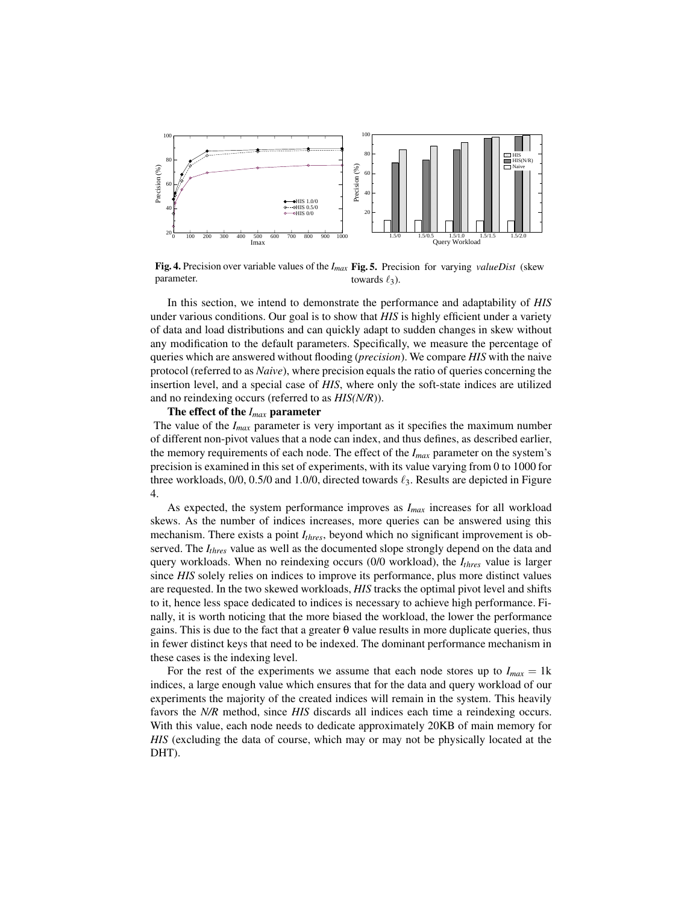**Fig. 4.** Precision over variable values of the $I_{max}$ parameter.

**Fig. 5.** Precision for varying *valueDist* (skew towards $\ell_3$).

In this section, we intend to demonstrate the performance and adaptability of *HIS* under various conditions. Our goal is to show that *HIS* is highly efficient under a variety of data and load distributions and can quickly adapt to sudden changes in skew without any modification to the default parameters. Specifically, we measure the percentage of queries which are answered without flooding (*precision*). We compare *HIS* with the naive protocol (referred to as *Naive*), where precision equals the ratio of queries concerning the insertion level, and a special case of *HIS*, where only the soft-state indices are utilized and no reindexing occurs (referred to as *HIS(N/R)*).

**The effect of the $I_{max}$ parameter**

The value of the $I_{max}$ parameter is very important as it specifies the maximum number of different non-pivot values that a node can index, and thus defines, as described earlier, the memory requirements of each node. The effect of the $I_{max}$ parameter on the system's precision is examined in this set of experiments, with its value varying from 0 to 1000 for three workloads, 0/0, 0.5/0 and 1.0/0, directed towards $\ell_3$. Results are depicted in Figure 4.

As expected, the system performance improves as $I_{max}$ increases for all workload skews. As the number of indices increases, more queries can be answered using this mechanism. There exists a point $I_{thres}$, beyond which no significant improvement is observed. The $I_{thres}$ value as well as the documented slope strongly depend on the data and query workloads. When no reindexing occurs (0/0 workload), the $I_{thres}$ value is larger since *HIS* solely relies on indices to improve its performance, plus more distinct values are requested. In the two skewed workloads, *HIS* tracks the optimal pivot level and shifts to it, hence less space dedicated to indices is necessary to achieve high performance. Finally, it is worth noticing that the more biased the workload, the lower the performance gains. This is due to the fact that a greater $\theta$ value results in more duplicate queries, thus in fewer distinct keys that need to be indexed. The dominant performance mechanism in these cases is the indexing level.

For the rest of the experiments we assume that each node stores up to $I_{max} = 1$k indices, a large enough value which ensures that for the data and query workload of our experiments the majority of the created indices will remain in the system. This heavily favors the *N/R* method, since *HIS* discards all indices each time a reindexing occurs. With this value, each node needs to dedicate approximately 20KB of main memory for *HIS* (excluding the data of course, which may or may not be physically located at the DHT).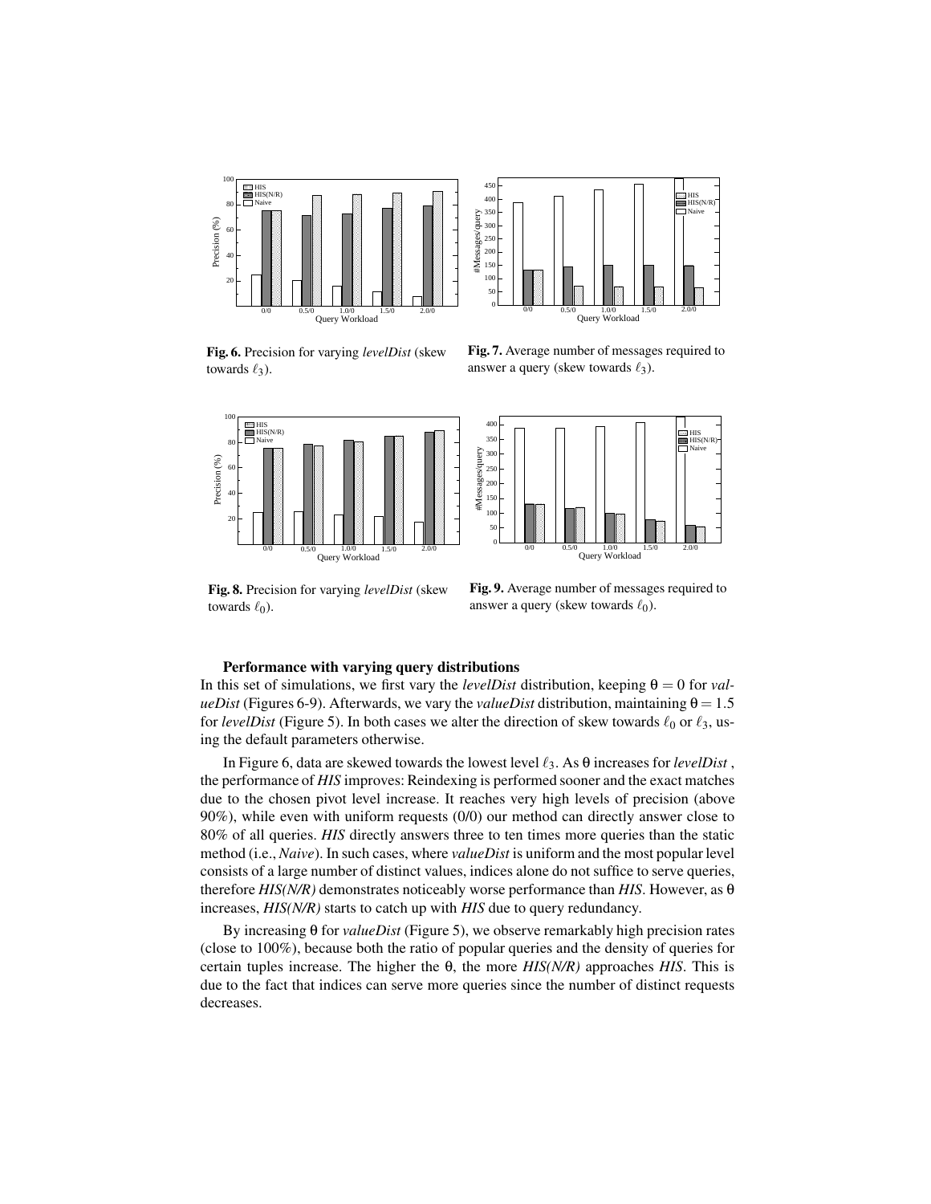**Fig. 6.** Precision for varying *levelDist* (skew towards $\ell_3$).

**Fig. 7.** Average number of messages required to answer a query (skew towards $\ell_3$).

**Fig. 8.** Precision for varying *levelDist* (skew towards $\ell_0$).

**Fig. 9.** Average number of messages required to answer a query (skew towards $\ell_0$).

#### Performance with varying query distributions

In this set of simulations, we first vary the *levelDist* distribution, keeping $\theta = 0$ for *valueDist* (Figures 6-9). Afterwards, we vary the *valueDist* distribution, maintaining $\theta = 1.5$ for *levelDist* (Figure 5). In both cases we alter the direction of skew towards $\ell_0$ or $\ell_3$, using the default parameters otherwise.

In Figure 6, data are skewed towards the lowest level $\ell_3$. As $\theta$ increases for *levelDist* , the performance of *HIS* improves: Reindexing is performed sooner and the exact matches due to the chosen pivot level increase. It reaches very high levels of precision (above 90%), while even with uniform requests (0/0) our method can directly answer close to 80% of all queries. *HIS* directly answers three to ten times more queries than the static method (i.e., *Naive*). In such cases, where *valueDist* is uniform and the most popular level consists of a large number of distinct values, indices alone do not suffice to serve queries, therefore *HIS(N/R)* demonstrates noticeably worse performance than *HIS*. However, as $\theta$ increases, *HIS(N/R)* starts to catch up with *HIS* due to query redundancy.

By increasing $\theta$ for *valueDist* (Figure 5), we observe remarkably high precision rates (close to 100%), because both the ratio of popular queries and the density of queries for certain tuples increase. The higher the $\theta$, the more *HIS(N/R)* approaches *HIS*. This is due to the fact that indices can serve more queries since the number of distinct requests decreases.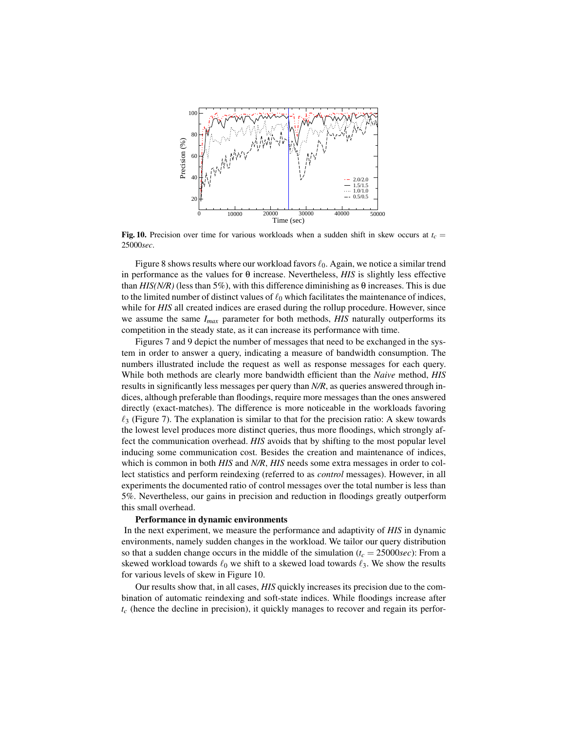**Fig. 10.** Precision over time for various workloads when a sudden shift in skew occurs at $t_c = 25000sec$.

Figure 8 shows results where our workload favors $\ell_0$. Again, we notice a similar trend in performance as the values for θ increase. Nevertheless, *HIS* is slightly less effective than *HIS(N/R)* (less than 5%), with this difference diminishing as θ increases. This is due to the limited number of distinct values of $\ell_0$ which facilitates the maintenance of indices, while for *HIS* all created indices are erased during the rollup procedure. However, since we assume the same $I_{max}$ parameter for both methods, *HIS* naturally outperforms its competition in the steady state, as it can increase its performance with time.

Figures 7 and 9 depict the number of messages that need to be exchanged in the system in order to answer a query, indicating a measure of bandwidth consumption. The numbers illustrated include the request as well as response messages for each query. While both methods are clearly more bandwidth efficient than the *Naive* method, *HIS* results in significantly less messages per query than *N/R*, as queries answered through indices, although preferable than floodings, require more messages than the ones answered directly (exact-matches). The difference is more noticeable in the workloads favoring $\ell_3$ (Figure 7). The explanation is similar to that for the precision ratio: A skew towards the lowest level produces more distinct queries, thus more floodings, which strongly affect the communication overhead. *HIS* avoids that by shifting to the most popular level inducing some communication cost. Besides the creation and maintenance of indices, which is common in both *HIS* and *N/R*, *HIS* needs some extra messages in order to collect statistics and perform reindexing (referred to as *control* messages). However, in all experiments the documented ratio of control messages over the total number is less than 5%. Nevertheless, our gains in precision and reduction in floodings greatly outperform this small overhead.

**Performance in dynamic environments**

In the next experiment, we measure the performance and adaptivity of *HIS* in dynamic environments, namely sudden changes in the workload. We tailor our query distribution so that a sudden change occurs in the middle of the simulation ($t_c = 25000sec$): From a skewed workload towards $\ell_0$ we shift to a skewed load towards $\ell_3$. We show the results for various levels of skew in Figure 10.

Our results show that, in all cases, *HIS* quickly increases its precision due to the combination of automatic reindexing and soft-state indices. While floodings increase after $t_c$ (hence the decline in precision), it quickly manages to recover and regain its perfor-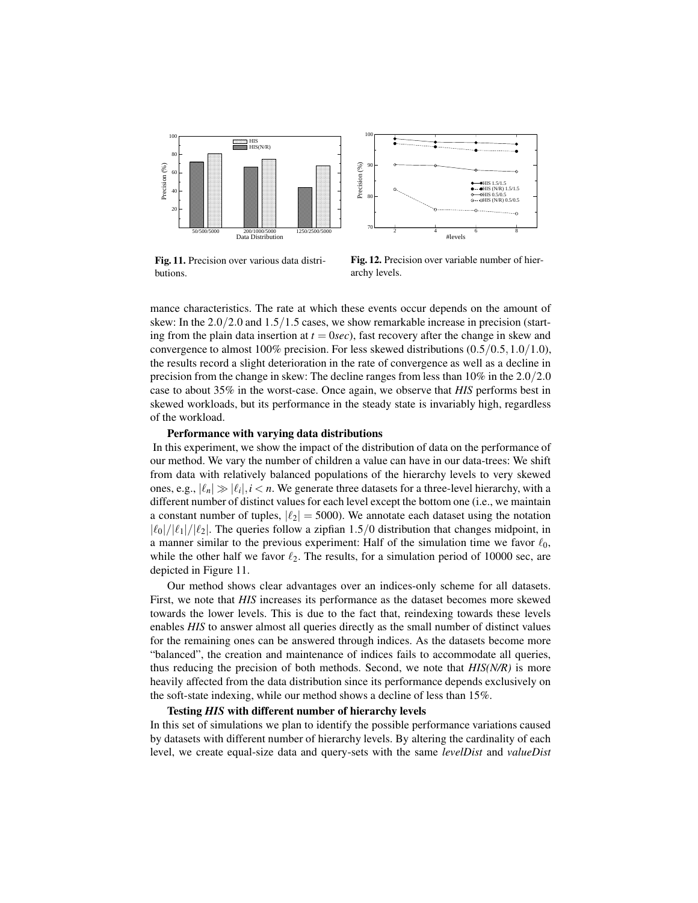**Fig. 11.** Precision over various data distributions.

**Fig. 12.** Precision over variable number of hierarchy levels.

mance characteristics. The rate at which these events occur depends on the amount of skew: In the $2.0/2.0$ and $1.5/1.5$ cases, we show remarkable increase in precision (starting from the plain data insertion at $t = 0sec$), fast recovery after the change in skew and convergence to almost 100% precision. For less skewed distributions $(0.5/0.5, 1.0/1.0)$, the results record a slight deterioration in the rate of convergence as well as a decline in precision from the change in skew: The decline ranges from less than 10% in the $2.0/2.0$ case to about 35% in the worst-case. Once again, we observe that ***HIS*** performs best in skewed workloads, but its performance in the steady state is invariably high, regardless of the workload.

**Performance with varying data distributions**

In this experiment, we show the impact of the distribution of data on the performance of our method. We vary the number of children a value can have in our data-trees: We shift from data with relatively balanced populations of the hierarchy levels to very skewed ones, e.g., $|\ell_n| \gg |\ell_i|, i < n$. We generate three datasets for a three-level hierarchy, with a different number of distinct values for each level except the bottom one (i.e., we maintain a constant number of tuples, $|\ell_2| = 5000$). We annotate each dataset using the notation $|\ell_0|/|\ell_1|/|\ell_2|$. The queries follow a zipfian $1.5/0$ distribution that changes midpoint, in a manner similar to the previous experiment: Half of the simulation time we favor $\ell_0$, while the other half we favor $\ell_2$. The results, for a simulation period of 10000 sec, are depicted in Figure 11.

Our method shows clear advantages over an indices-only scheme for all datasets. First, we note that ***HIS*** increases its performance as the dataset becomes more skewed towards the lower levels. This is due to the fact that, reindexing towards these levels enables ***HIS*** to answer almost all queries directly as the small number of distinct values for the remaining ones can be answered through indices. As the datasets become more "balanced", the creation and maintenance of indices fails to accommodate all queries, thus reducing the precision of both methods. Second, we note that ***HIS(N/R)*** is more heavily affected from the data distribution since its performance depends exclusively on the soft-state indexing, while our method shows a decline of less than 15%.

**Testing *HIS* with different number of hierarchy levels**

In this set of simulations we plan to identify the possible performance variations caused by datasets with different number of hierarchy levels. By altering the cardinality of each level, we create equal-size data and query-sets with the same *levelDist* and *valueDist*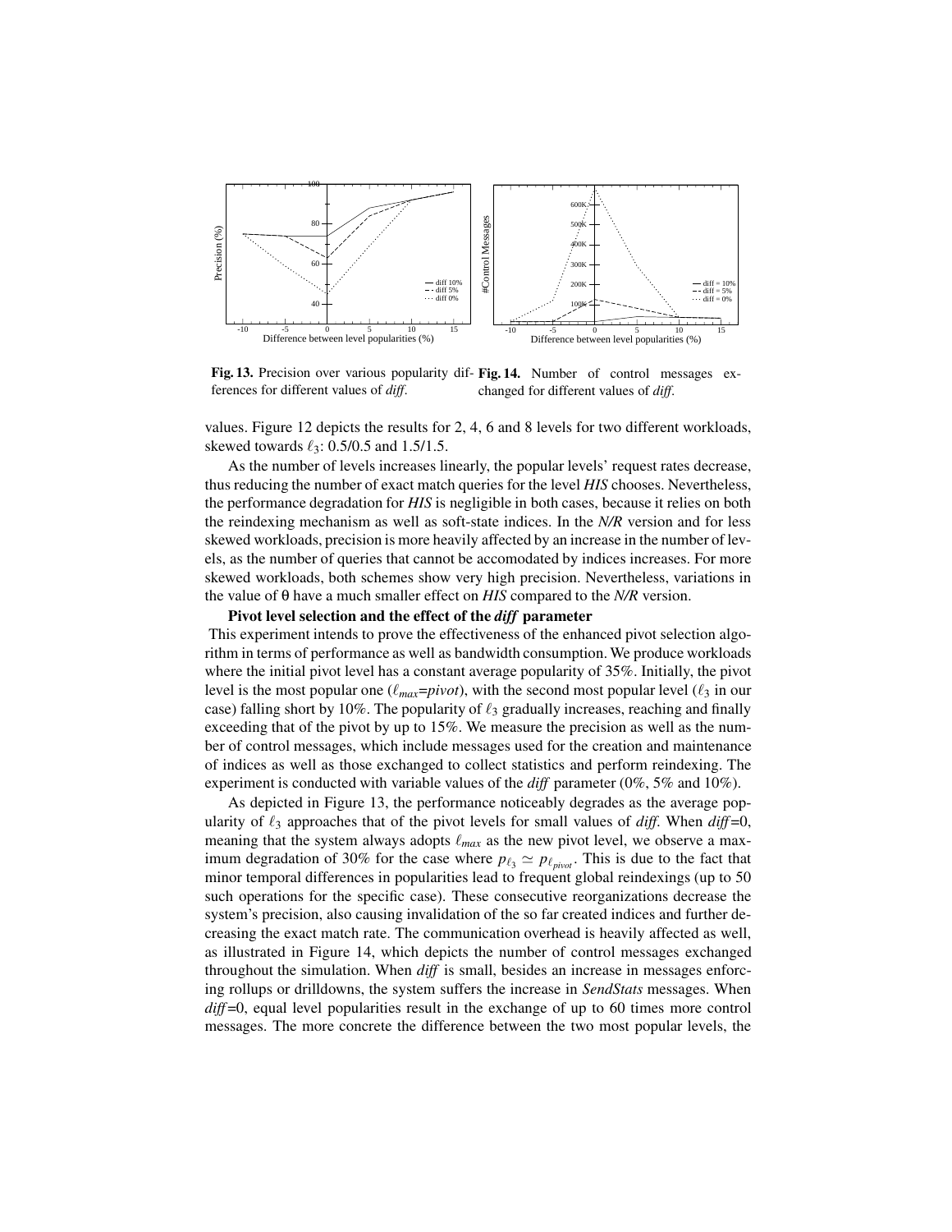Fig. 13. Precision over various popularity differences for different values of *diff*.

Fig. 14. Number of control messages exchanged for different values of *diff*.

values. Figure 12 depicts the results for 2, 4, 6 and 8 levels for two different workloads, skewed towards $\ell_3$: 0.5/0.5 and 1.5/1.5.

As the number of levels increases linearly, the popular levels' request rates decrease, thus reducing the number of exact match queries for the level *HIS* chooses. Nevertheless, the performance degradation for *HIS* is negligible in both cases, because it relies on both the reindexing mechanism as well as soft-state indices. In the *N/R* version and for less skewed workloads, precision is more heavily affected by an increase in the number of levels, as the number of queries that cannot be accomodated by indices increases. For more skewed workloads, both schemes show very high precision. Nevertheless, variations in the value of $\theta$ have a much smaller effect on *HIS* compared to the *N/R* version.

**Pivot level selection and the effect of the *diff* parameter**

This experiment intends to prove the effectiveness of the enhanced pivot selection algorithm in terms of performance as well as bandwidth consumption. We produce workloads where the initial pivot level has a constant average popularity of 35%. Initially, the pivot level is the most popular one ($\ell_{max}$=*pivot*), with the second most popular level ($\ell_3$ in our case) falling short by 10%. The popularity of $\ell_3$ gradually increases, reaching and finally exceeding that of the pivot by up to 15%. We measure the precision as well as the number of control messages, which include messages used for the creation and maintenance of indices as well as those exchanged to collect statistics and perform reindexing. The experiment is conducted with variable values of the *diff* parameter (0%, 5% and 10%).

As depicted in Figure 13, the performance noticeably degrades as the average popularity of $\ell_3$ approaches that of the pivot levels for small values of *diff*. When *diff*=0, meaning that the system always adopts $\ell_{max}$ as the new pivot level, we observe a maximum degradation of 30% for the case where $p_{\ell_3} \simeq p_{\ell_{pivot}}$. This is due to the fact that minor temporal differences in popularities lead to frequent global reindexings (up to 50 such operations for the specific case). These consecutive reorganizations decrease the system's precision, also causing invalidation of the so far created indices and further decreasing the exact match rate. The communication overhead is heavily affected as well, as illustrated in Figure 14, which depicts the number of control messages exchanged throughout the simulation. When *diff* is small, besides an increase in messages enforcing rollups or drilldowns, the system suffers the increase in *SendStats* messages. When *diff*=0, equal level popularities result in the exchange of up to 60 times more control messages. The more concrete the difference between the two most popular levels, the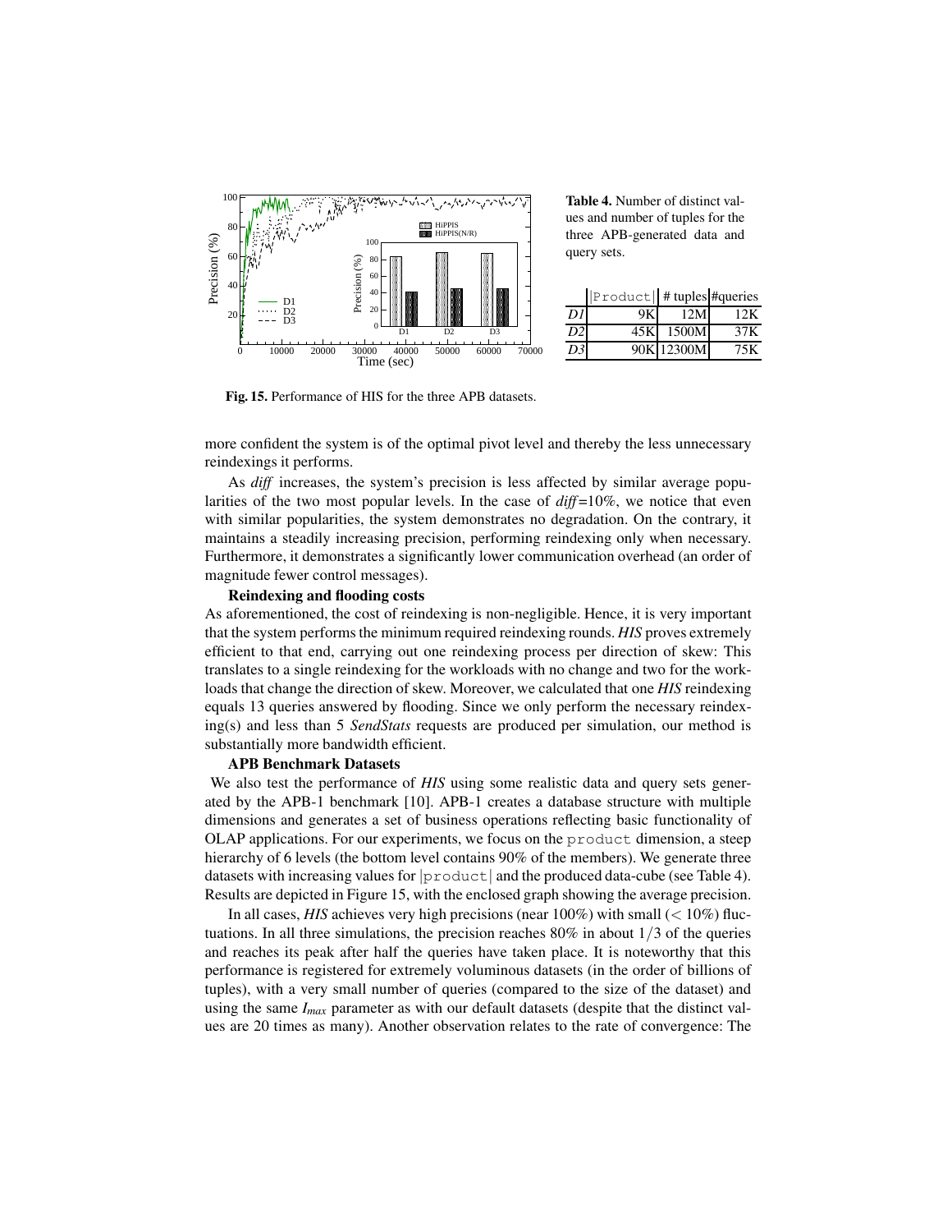**Table 4.** Number of distinct values and number of tuples for the three APB-generated data and query sets.

| | \|Product\| | # tuples | #queries |
|---|---|---|---|
| *D1* | 9K | 12M | 12K |
| *D2* | 45K | 1500M | 37K |
| *D3* | 90K | 12300M | 75K |

**Fig. 15.** Performance of HIS for the three APB datasets.

more confident the system is of the optimal pivot level and thereby the less unnecessary reindexings it performs.

As *diff* increases, the system's precision is less affected by similar average popularities of the two most popular levels. In the case of *diff*=10%, we notice that even with similar popularities, the system demonstrates no degradation. On the contrary, it maintains a steadily increasing precision, performing reindexing only when necessary. Furthermore, it demonstrates a significantly lower communication overhead (an order of magnitude fewer control messages).

**Reindexing and flooding costs**

As aforementioned, the cost of reindexing is non-negligible. Hence, it is very important that the system performs the minimum required reindexing rounds. *HIS* proves extremely efficient to that end, carrying out one reindexing process per direction of skew: This translates to a single reindexing for the workloads with no change and two for the workloads that change the direction of skew. Moreover, we calculated that one *HIS* reindexing equals 13 queries answered by flooding. Since we only perform the necessary reindexing(s) and less than 5 *SendStats* requests are produced per simulation, our method is substantially more bandwidth efficient.

**APB Benchmark Datasets**

We also test the performance of *HIS* using some realistic data and query sets generated by the APB-1 benchmark [10]. APB-1 creates a database structure with multiple dimensions and generates a set of business operations reflecting basic functionality of OLAP applications. For our experiments, we focus on the `product` dimension, a steep hierarchy of 6 levels (the bottom level contains 90% of the members). We generate three datasets with increasing values for |`product`| and the produced data-cube (see Table 4). Results are depicted in Figure 15, with the enclosed graph showing the average precision.

In all cases, *HIS* achieves very high precisions (near 100%) with small ($< 10\%$) fluctuations. In all three simulations, the precision reaches 80% in about $1/3$ of the queries and reaches its peak after half the queries have taken place. It is noteworthy that this performance is registered for extremely voluminous datasets (in the order of billions of tuples), with a very small number of queries (compared to the size of the dataset) and using the same $I_{max}$ parameter as with our default datasets (despite that the distinct values are 20 times as many). Another observation relates to the rate of convergence: The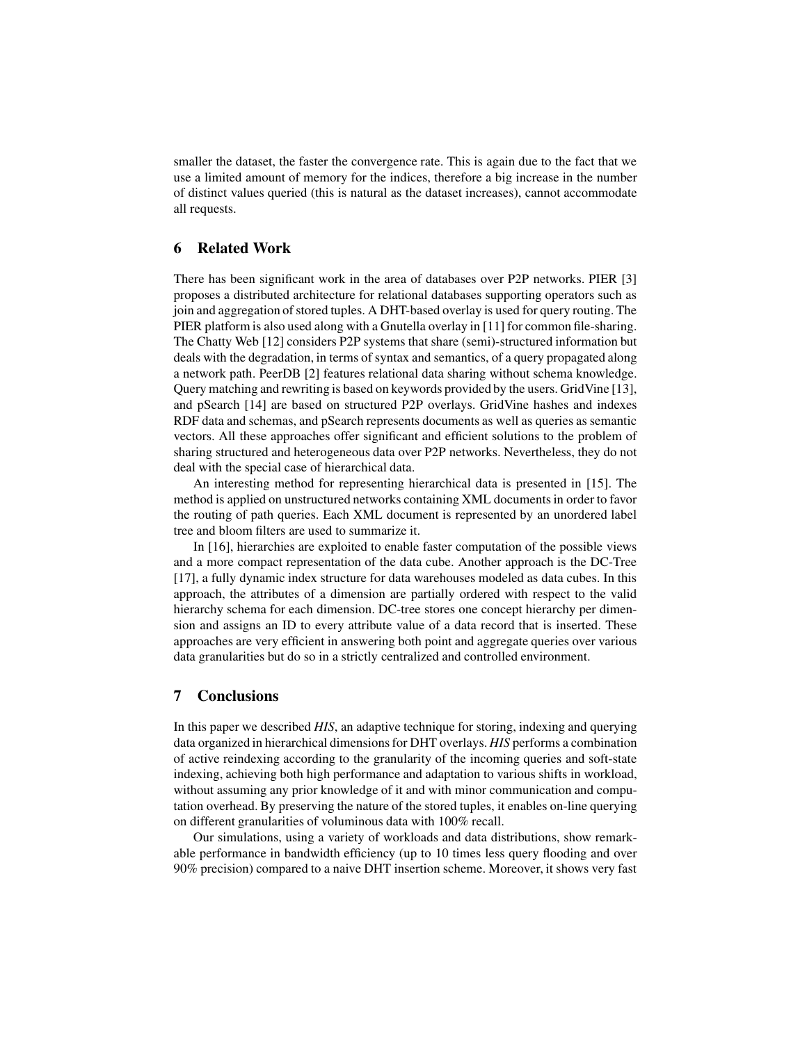smaller the dataset, the faster the convergence rate. This is again due to the fact that we use a limited amount of memory for the indices, therefore a big increase in the number of distinct values queried (this is natural as the dataset increases), cannot accommodate all requests.

## 6 Related Work

There has been significant work in the area of databases over P2P networks. PIER [3] proposes a distributed architecture for relational databases supporting operators such as join and aggregation of stored tuples. A DHT-based overlay is used for query routing. The PIER platform is also used along with a Gnutella overlay in [11] for common file-sharing. The Chatty Web [12] considers P2P systems that share (semi)-structured information but deals with the degradation, in terms of syntax and semantics, of a query propagated along a network path. PeerDB [2] features relational data sharing without schema knowledge. Query matching and rewriting is based on keywords provided by the users. GridVine [13], and pSearch [14] are based on structured P2P overlays. GridVine hashes and indexes RDF data and schemas, and pSearch represents documents as well as queries as semantic vectors. All these approaches offer significant and efficient solutions to the problem of sharing structured and heterogeneous data over P2P networks. Nevertheless, they do not deal with the special case of hierarchical data.

An interesting method for representing hierarchical data is presented in [15]. The method is applied on unstructured networks containing XML documents in order to favor the routing of path queries. Each XML document is represented by an unordered label tree and bloom filters are used to summarize it.

In [16], hierarchies are exploited to enable faster computation of the possible views and a more compact representation of the data cube. Another approach is the DC-Tree [17], a fully dynamic index structure for data warehouses modeled as data cubes. In this approach, the attributes of a dimension are partially ordered with respect to the valid hierarchy schema for each dimension. DC-tree stores one concept hierarchy per dimension and assigns an ID to every attribute value of a data record that is inserted. These approaches are very efficient in answering both point and aggregate queries over various data granularities but do so in a strictly centralized and controlled environment.

## 7 Conclusions

In this paper we described *HIS*, an adaptive technique for storing, indexing and querying data organized in hierarchical dimensions for DHT overlays. *HIS* performs a combination of active reindexing according to the granularity of the incoming queries and soft-state indexing, achieving both high performance and adaptation to various shifts in workload, without assuming any prior knowledge of it and with minor communication and computation overhead. By preserving the nature of the stored tuples, it enables on-line querying on different granularities of voluminous data with 100% recall.

Our simulations, using a variety of workloads and data distributions, show remarkable performance in bandwidth efficiency (up to 10 times less query flooding and over 90% precision) compared to a naive DHT insertion scheme. Moreover, it shows very fast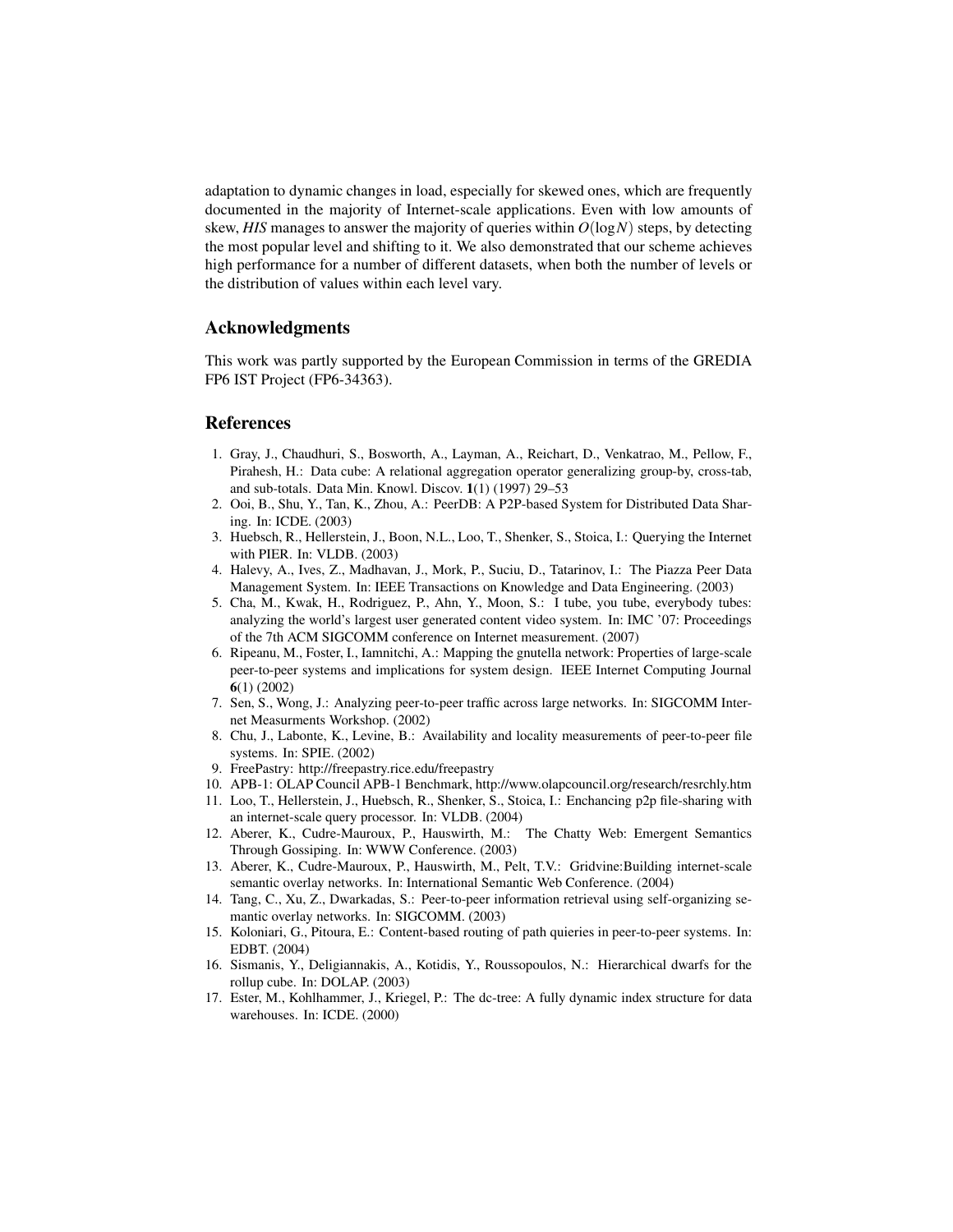adaptation to dynamic changes in load, especially for skewed ones, which are frequently documented in the majority of Internet-scale applications. Even with low amounts of skew, *HIS* manages to answer the majority of queries within $O(\log N)$ steps, by detecting the most popular level and shifting to it. We also demonstrated that our scheme achieves high performance for a number of different datasets, when both the number of levels or the distribution of values within each level vary.

## Acknowledgments

This work was partly supported by the European Commission in terms of the GREDIA FP6 IST Project (FP6-34363).

## References

1. Gray, J., Chaudhuri, S., Bosworth, A., Layman, A., Reichart, D., Venkatrao, M., Pellow, F., Pirahesh, H.: Data cube: A relational aggregation operator generalizing group-by, cross-tab, and sub-totals. Data Min. Knowl. Discov. **1**(1) (1997) 29–53
2. Ooi, B., Shu, Y., Tan, K., Zhou, A.: PeerDB: A P2P-based System for Distributed Data Sharing. In: ICDE. (2003)
3. Huebsch, R., Hellerstein, J., Boon, N.L., Loo, T., Shenker, S., Stoica, I.: Querying the Internet with PIER. In: VLDB. (2003)
4. Halevy, A., Ives, Z., Madhavan, J., Mork, P., Suciu, D., Tatarinov, I.: The Piazza Peer Data Management System. In: IEEE Transactions on Knowledge and Data Engineering. (2003)
5. Cha, M., Kwak, H., Rodriguez, P., Ahn, Y., Moon, S.: I tube, you tube, everybody tubes: analyzing the world's largest user generated content video system. In: IMC '07: Proceedings of the 7th ACM SIGCOMM conference on Internet measurement. (2007)
6. Ripeanu, M., Foster, I., Iamnitchi, A.: Mapping the gnutella network: Properties of large-scale peer-to-peer systems and implications for system design. IEEE Internet Computing Journal **6**(1) (2002)
7. Sen, S., Wong, J.: Analyzing peer-to-peer traffic across large networks. In: SIGCOMM Internet Measurments Workshop. (2002)
8. Chu, J., Labonte, K., Levine, B.: Availability and locality measurements of peer-to-peer file systems. In: SPIE. (2002)
9. FreePastry: http://freepastry.rice.edu/freepastry
10. APB-1: OLAP Council APB-1 Benchmark, http://www.olapcouncil.org/research/resrchly.htm
11. Loo, T., Hellerstein, J., Huebsch, R., Shenker, S., Stoica, I.: Enchancing p2p file-sharing with an internet-scale query processor. In: VLDB. (2004)
12. Aberer, K., Cudre-Mauroux, P., Hauswirth, M.: The Chatty Web: Emergent Semantics Through Gossiping. In: WWW Conference. (2003)
13. Aberer, K., Cudre-Mauroux, P., Hauswirth, M., Pelt, T.V.: Gridvine:Building internet-scale semantic overlay networks. In: International Semantic Web Conference. (2004)
14. Tang, C., Xu, Z., Dwarkadas, S.: Peer-to-peer information retrieval using self-organizing semantic overlay networks. In: SIGCOMM. (2003)
15. Koloniari, G., Pitoura, E.: Content-based routing of path quieries in peer-to-peer systems. In: EDBT. (2004)
16. Sismanis, Y., Deligiannakis, A., Kotidis, Y., Roussopoulos, N.: Hierarchical dwarfs for the rollup cube. In: DOLAP. (2003)
17. Ester, M., Kohlhammer, J., Kriegel, P.: The dc-tree: A fully dynamic index structure for data warehouses. In: ICDE. (2000)